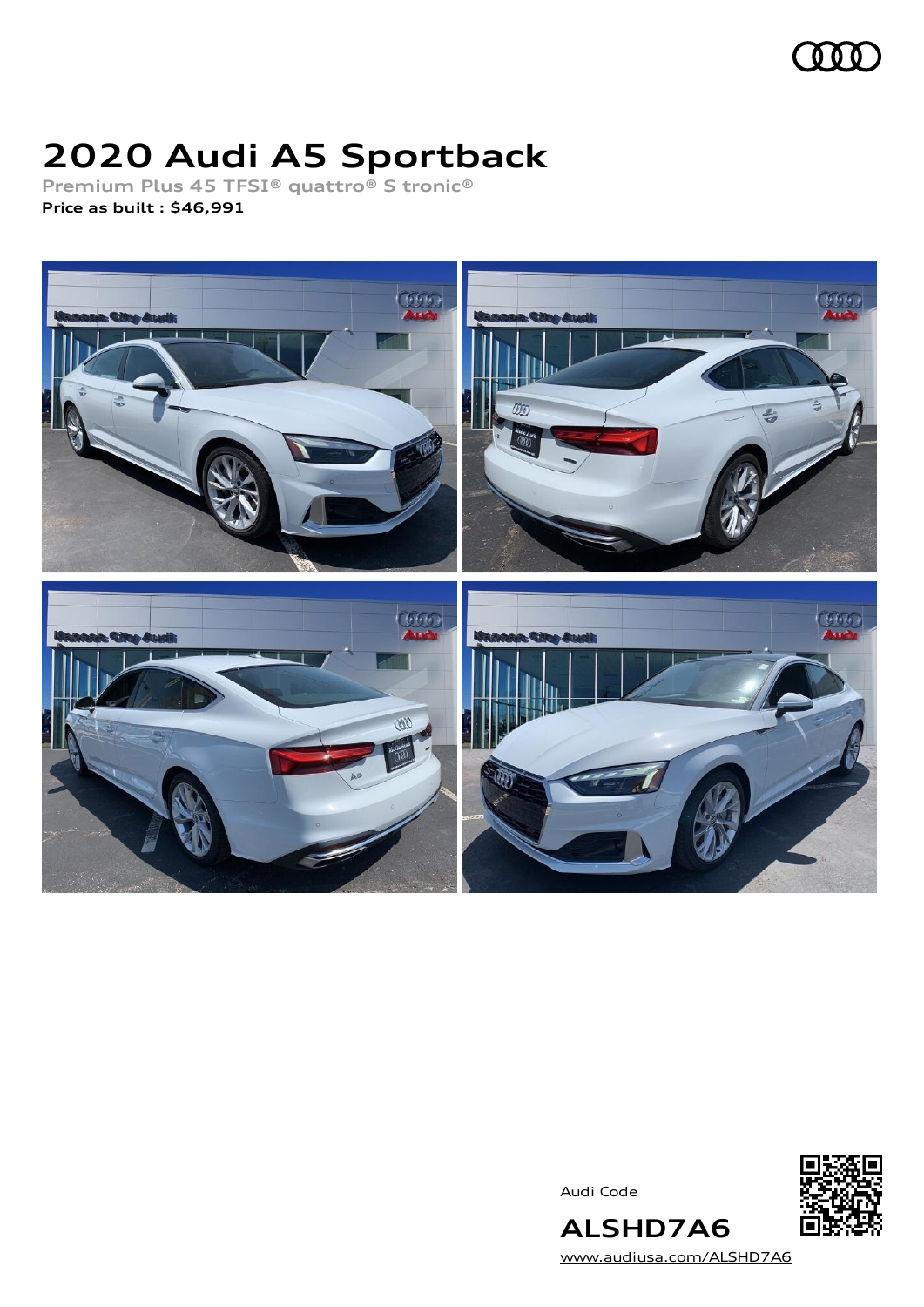# 2020 Audi A5 Sportback

**Premium Plus 45 TFSI® quattro® S tronic®**

**Price as built : $46,991**

Audi Code

**ALSHD7A6**

www.audiusa.com/ALSHD7A6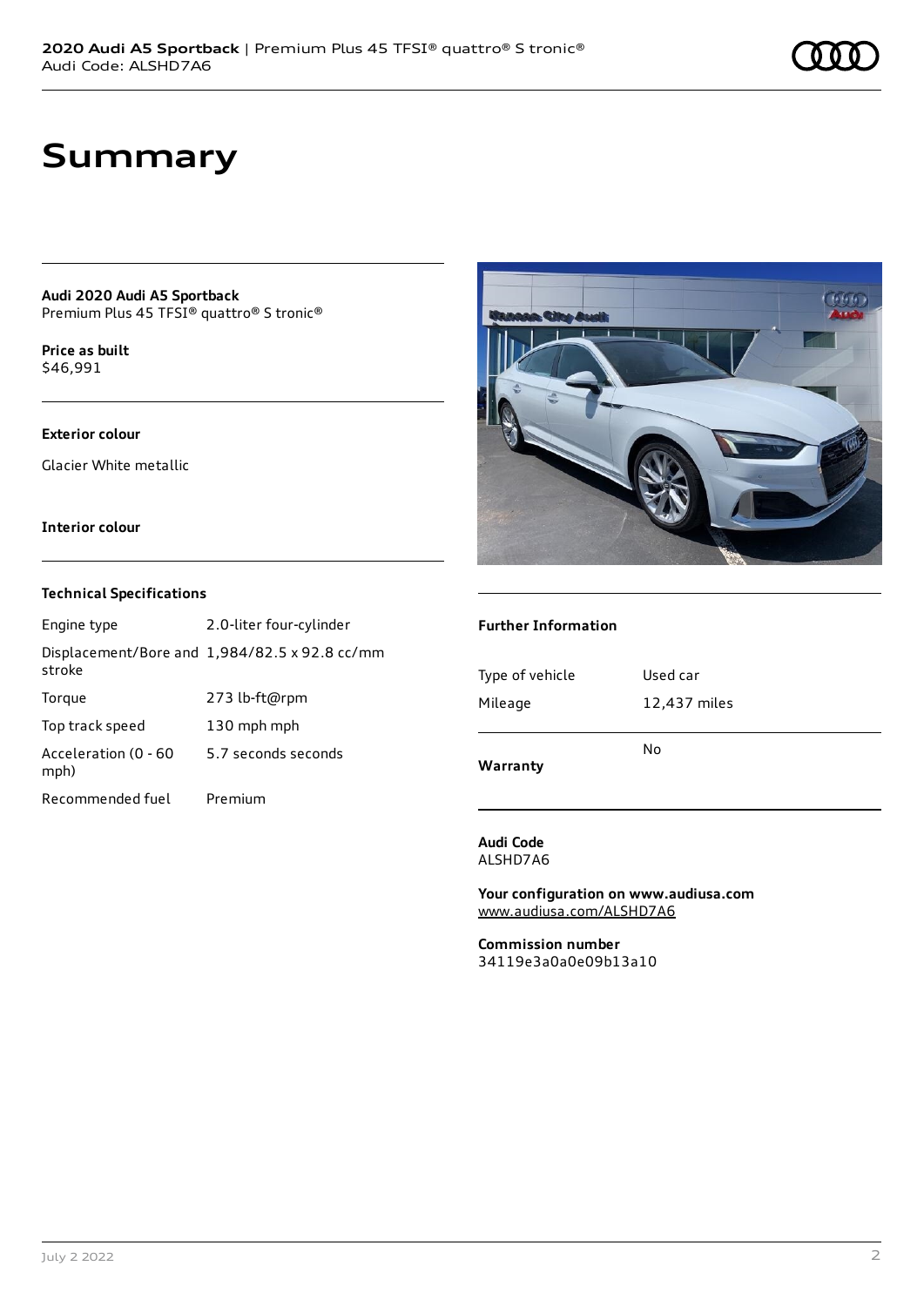# Summary

**Audi 2020 Audi A5 Sportback**
Premium Plus 45 TFSI® quattro® S tronic®

**Price as built**
$46,991

**Exterior colour**

Glacier White metallic

**Interior colour**

### Technical Specifications

| | |
|---|---|
| Engine type | 2.0-liter four-cylinder |
| Displacement/Bore and stroke | 1,984/82.5 x 92.8 cc/mm |
| Torque | 273 lb-ft@rpm |
| Top track speed | 130 mph mph |
| Acceleration (0 - 60 mph) | 5.7 seconds seconds |
| Recommended fuel | Premium |

### Further Information

| | |
|---|---|
| Type of vehicle | Used car |
| Mileage | 12,437 miles |
| **Warranty** | No |

**Audi Code**
ALSHD7A6

**Your configuration on www.audiusa.com**
www.audiusa.com/ALSHD7A6

**Commission number**
34119e3a0a0e09b13a10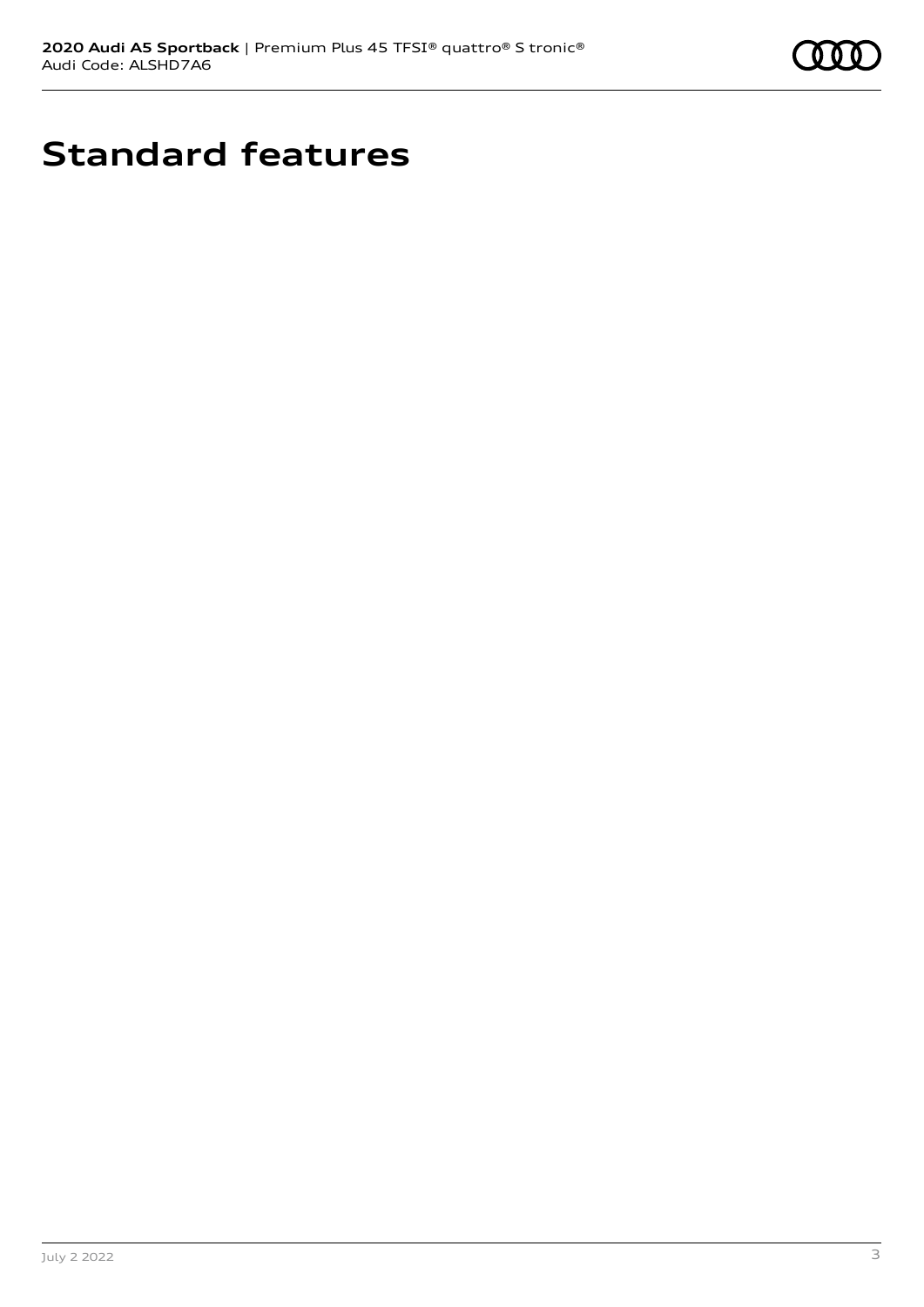# Standard features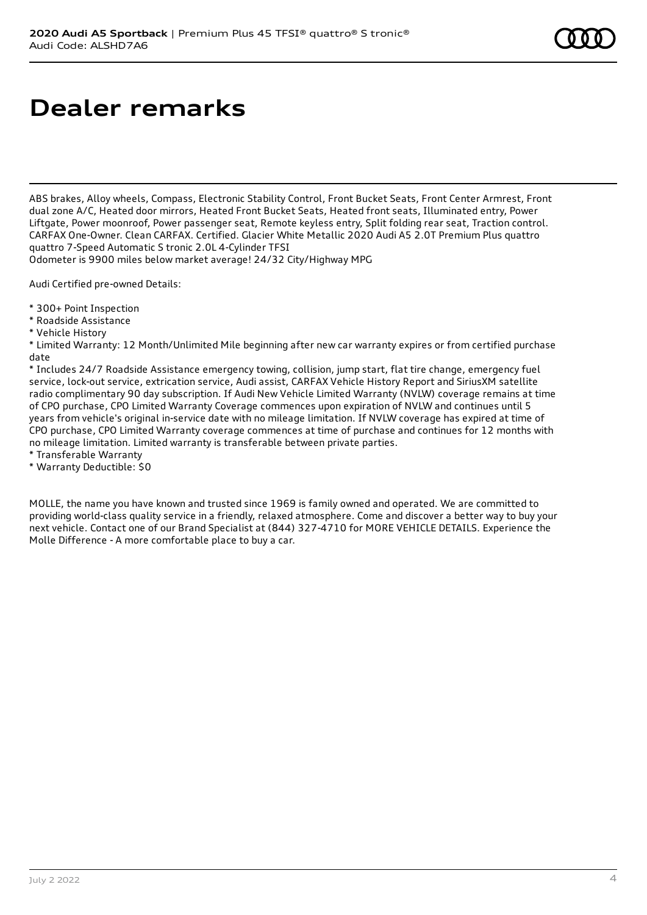# Dealer remarks

ABS brakes, Alloy wheels, Compass, Electronic Stability Control, Front Bucket Seats, Front Center Armrest, Front dual zone A/C, Heated door mirrors, Heated Front Bucket Seats, Heated front seats, Illuminated entry, Power Liftgate, Power moonroof, Power passenger seat, Remote keyless entry, Split folding rear seat, Traction control. CARFAX One-Owner. Clean CARFAX. Certified. Glacier White Metallic 2020 Audi A5 2.0T Premium Plus quattro quattro 7-Speed Automatic S tronic 2.0L 4-Cylinder TFSI
Odometer is 9900 miles below market average! 24/32 City/Highway MPG

Audi Certified pre-owned Details:

* 300+ Point Inspection
* Roadside Assistance
* Vehicle History
* Limited Warranty: 12 Month/Unlimited Mile beginning after new car warranty expires or from certified purchase date
* Includes 24/7 Roadside Assistance emergency towing, collision, jump start, flat tire change, emergency fuel service, lock-out service, extrication service, Audi assist, CARFAX Vehicle History Report and SiriusXM satellite radio complimentary 90 day subscription. If Audi New Vehicle Limited Warranty (NVLW) coverage remains at time of CPO purchase, CPO Limited Warranty Coverage commences upon expiration of NVLW and continues until 5 years from vehicle's original in-service date with no mileage limitation. If NVLW coverage has expired at time of CPO purchase, CPO Limited Warranty coverage commences at time of purchase and continues for 12 months with no mileage limitation. Limited warranty is transferable between private parties.
* Transferable Warranty
* Warranty Deductible: $0

MOLLE, the name you have known and trusted since 1969 is family owned and operated. We are committed to providing world-class quality service in a friendly, relaxed atmosphere. Come and discover a better way to buy your next vehicle. Contact one of our Brand Specialist at (844) 327-4710 for MORE VEHICLE DETAILS. Experience the Molle Difference - A more comfortable place to buy a car.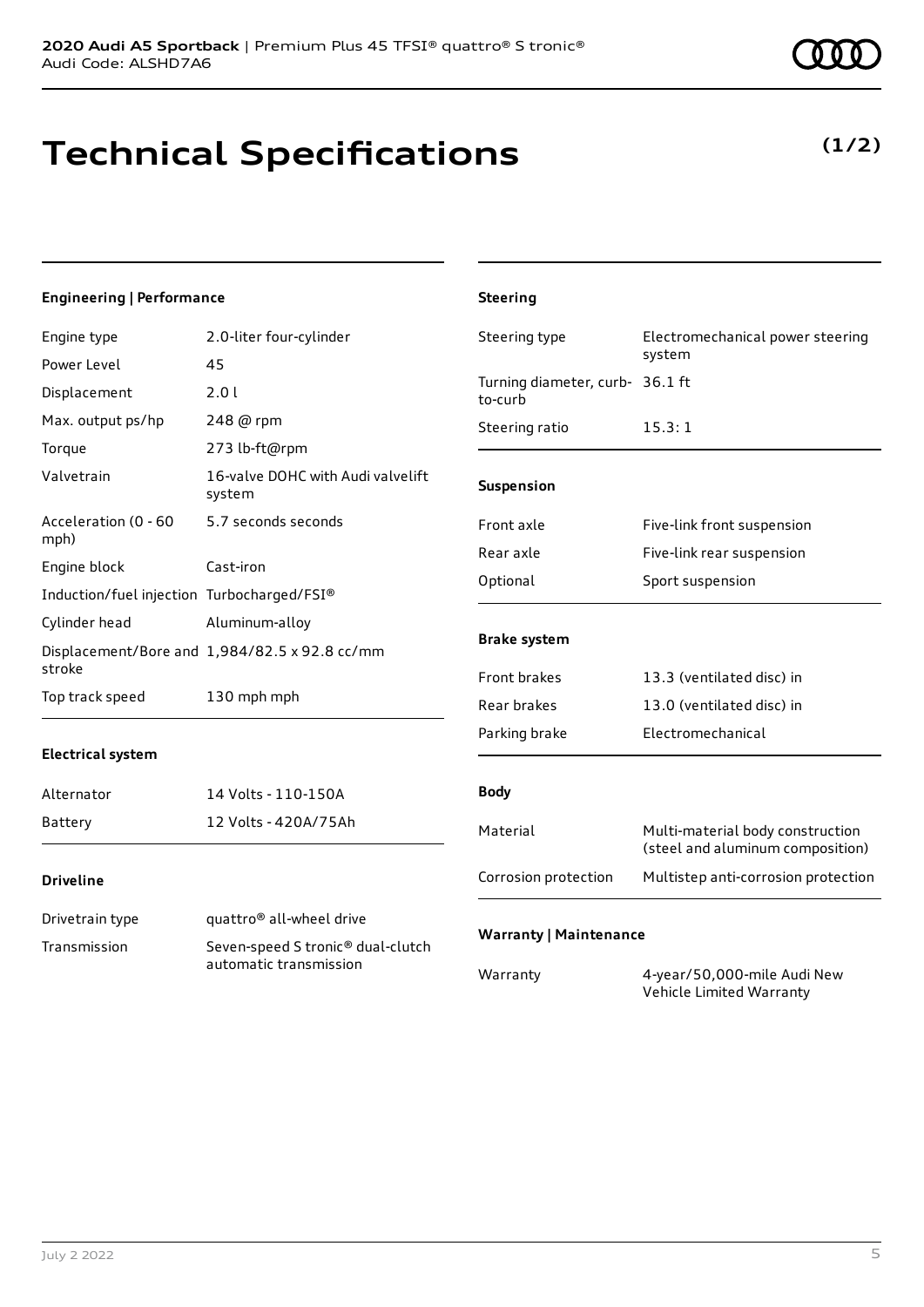# Technical Specifications

**(1/2)**

### Engineering | Performance

| | |
|---|---|
| Engine type | 2.0-liter four-cylinder |
| Power Level | 45 |
| Displacement | 2.0 l |
| Max. output ps/hp | 248 @ rpm |
| Torque | 273 lb-ft@rpm |
| Valvetrain | 16-valve DOHC with Audi valvelift system |
| Acceleration (0 - 60 mph) | 5.7 seconds seconds |
| Engine block | Cast-iron |
| Induction/fuel injection | Turbocharged/FSI® |
| Cylinder head | Aluminum-alloy |
| Displacement/Bore and stroke | 1,984/82.5 x 92.8 cc/mm |
| Top track speed | 130 mph mph |

### Electrical system

| | |
|---|---|
| Alternator | 14 Volts - 110-150A |
| Battery | 12 Volts - 420A/75Ah |

### Driveline

| | |
|---|---|
| Drivetrain type | quattro® all-wheel drive |
| Transmission | Seven-speed S tronic® dual-clutch automatic transmission |

### Steering

| | |
|---|---|
| Steering type | Electromechanical power steering system |
| Turning diameter, curb-to-curb | 36.1 ft |
| Steering ratio | 15.3: 1 |

### Suspension

| | |
|---|---|
| Front axle | Five-link front suspension |
| Rear axle | Five-link rear suspension |
| Optional | Sport suspension |

### Brake system

| | |
|---|---|
| Front brakes | 13.3 (ventilated disc) in |
| Rear brakes | 13.0 (ventilated disc) in |
| Parking brake | Electromechanical |

### Body

| | |
|---|---|
| Material | Multi-material body construction (steel and aluminum composition) |
| Corrosion protection | Multistep anti-corrosion protection |

### Warranty | Maintenance

| | |
|---|---|
| Warranty | 4-year/50,000-mile Audi New Vehicle Limited Warranty |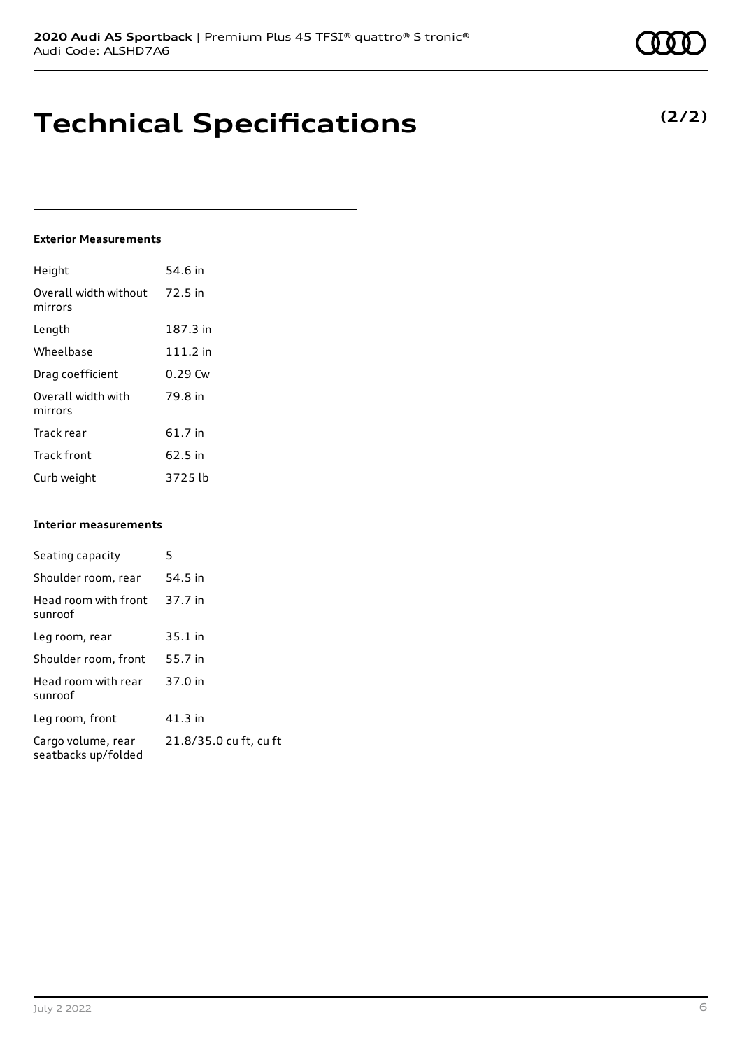# Technical Specifications

**(2/2)**

#### Exterior Measurements

| | |
|---|---|
| Height | 54.6 in |
| Overall width without mirrors | 72.5 in |
| Length | 187.3 in |
| Wheelbase | 111.2 in |
| Drag coefficient | 0.29 Cw |
| Overall width with mirrors | 79.8 in |
| Track rear | 61.7 in |
| Track front | 62.5 in |
| Curb weight | 3725 lb |

#### Interior measurements

| | |
|---|---|
| Seating capacity | 5 |
| Shoulder room, rear | 54.5 in |
| Head room with front sunroof | 37.7 in |
| Leg room, rear | 35.1 in |
| Shoulder room, front | 55.7 in |
| Head room with rear sunroof | 37.0 in |
| Leg room, front | 41.3 in |
| Cargo volume, rear seatbacks up/folded | 21.8/35.0 cu ft, cu ft |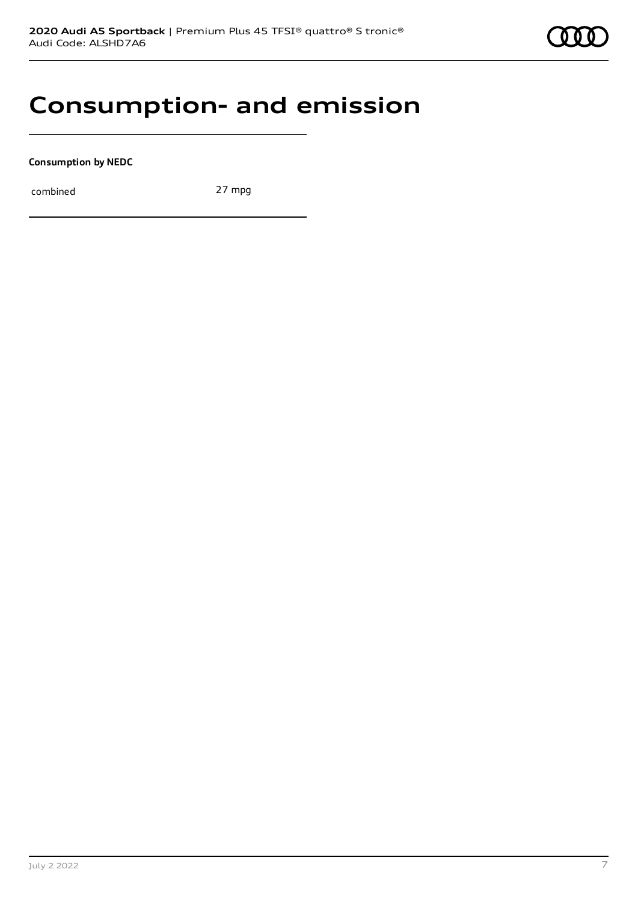# Consumption- and emission

**Consumption by NEDC**

| combined | 27 mpg |
|---|---|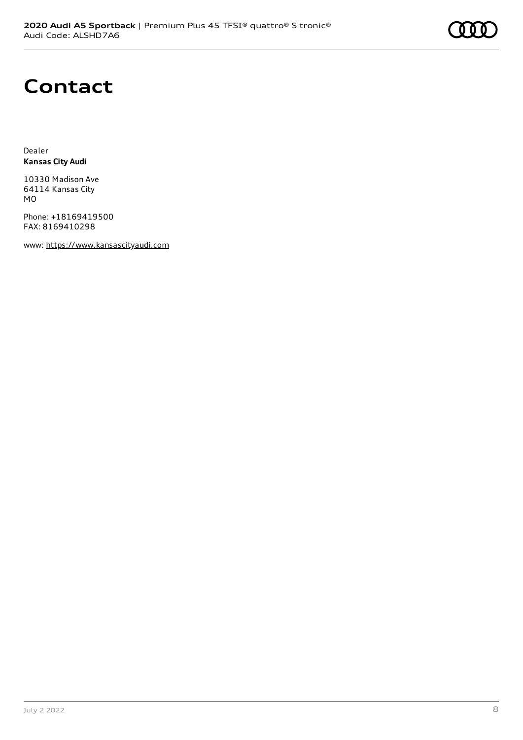# Contact

Dealer
**Kansas City Audi**

10330 Madison Ave
64114 Kansas City
MO

Phone: +18169419500
FAX: 8169410298

www: https://www.kansascityaudi.com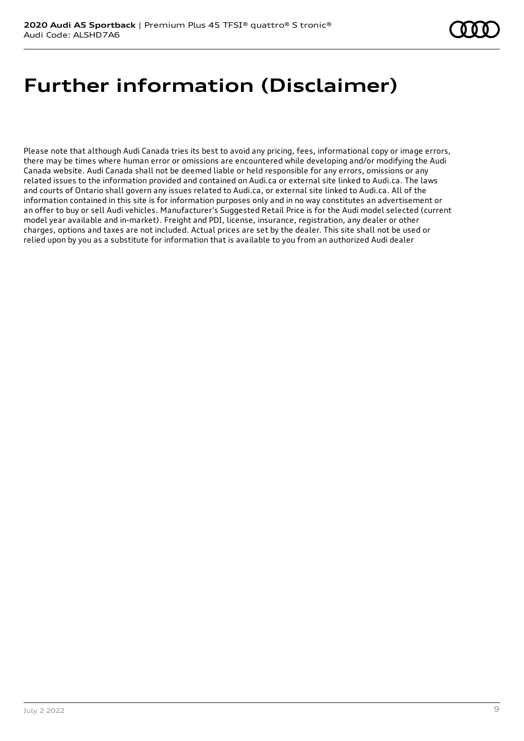# Further information (Disclaimer)

Please note that although Audi Canada tries its best to avoid any pricing, fees, informational copy or image errors, there may be times where human error or omissions are encountered while developing and/or modifying the Audi Canada website. Audi Canada shall not be deemed liable or held responsible for any errors, omissions or any related issues to the information provided and contained on Audi.ca or external site linked to Audi.ca. The laws and courts of Ontario shall govern any issues related to Audi.ca, or external site linked to Audi.ca. All of the information contained in this site is for information purposes only and in no way constitutes an advertisement or an offer to buy or sell Audi vehicles. Manufacturer's Suggested Retail Price is for the Audi model selected (current model year available and in-market). Freight and PDI, license, insurance, registration, any dealer or other charges, options and taxes are not included. Actual prices are set by the dealer. This site shall not be used or relied upon by you as a substitute for information that is available to you from an authorized Audi dealer